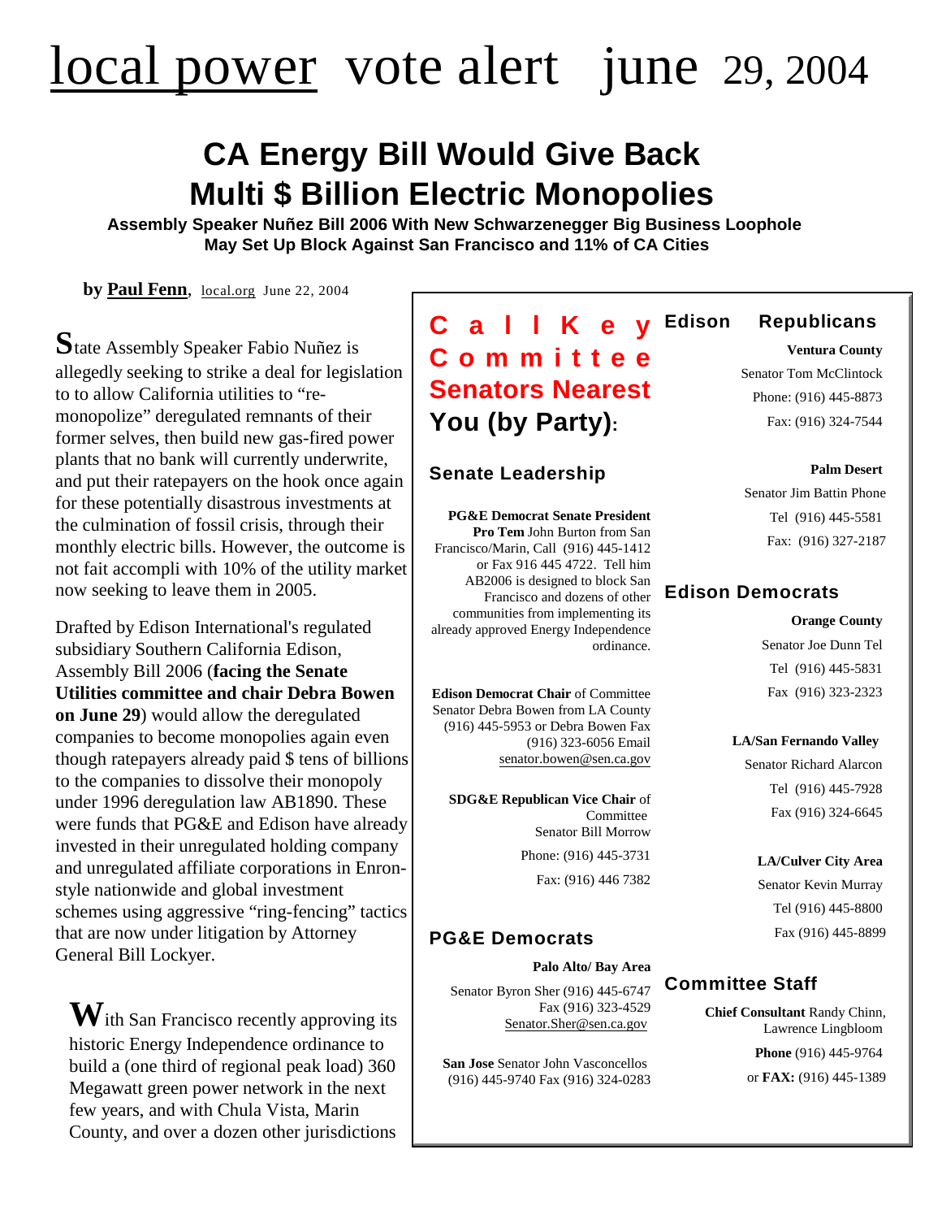# local power vote alert june 29, 2004

## CA Energy Bill Would Give Back Multi $ Billion Electric Monopolies

**Assembly Speaker Nuñez Bill 2006 With New Schwarzenegger Big Business Loophole May Set Up Block Against San Francisco and 11% of CA Cities**

**by Paul Fenn**, local.org June 22, 2004

State Assembly Speaker Fabio Nuñez is allegedly seeking to strike a deal for legislation to to allow California utilities to "re-monopolize" deregulated remnants of their former selves, then build new gas-fired power plants that no bank will currently underwrite, and put their ratepayers on the hook once again for these potentially disastrous investments at the culmination of fossil crisis, through their monthly electric bills. However, the outcome is not fait accompli with 10% of the utility market now seeking to leave them in 2005.

Drafted by Edison International's regulated subsidiary Southern California Edison, Assembly Bill 2006 (**facing the Senate Utilities committee and chair Debra Bowen on June 29**) would allow the deregulated companies to become monopolies again even though ratepayers already paid $ tens of billions to the companies to dissolve their monopoly under 1996 deregulation law AB1890. These were funds that PG&E and Edison have already invested in their unregulated holding company and unregulated affiliate corporations in Enron-style nationwide and global investment schemes using aggressive "ring-fencing" tactics that are now under litigation by Attorney General Bill Lockyer.

With San Francisco recently approving its historic Energy Independence ordinance to build a (one third of regional peak load) 360 Megawatt green power network in the next few years, and with Chula Vista, Marin County, and over a dozen other jurisdictions

## Call Key Committee Senators Nearest You (by Party):

### Senate Leadership

**PG&E Democrat Senate President Pro Tem** John Burton from San Francisco/Marin, Call (916) 445-1412 or Fax 916 445 4722. Tell him AB2006 is designed to block San Francisco and dozens of other communities from implementing its already approved Energy Independence ordinance.

**Edison Democrat Chair** of Committee Senator Debra Bowen from LA County (916) 445-5953 or Debra Bowen Fax (916) 323-6056 Email senator.bowen@sen.ca.gov

**SDG&E Republican Vice Chair** of Committee Senator Bill Morrow

Phone: (916) 445-3731

Fax: (916) 446 7382

### PG&E Democrats

**Palo Alto/ Bay Area**

Senator Byron Sher (916) 445-6747 Fax (916) 323-4529 Senator.Sher@sen.ca.gov

**San Jose** Senator John Vasconcellos (916) 445-9740 Fax (916) 324-0283

### Edison Republicans

**Ventura County**

Senator Tom McClintock

Phone: (916) 445-8873

Fax: (916) 324-7544

**Palm Desert**

Senator Jim Battin Phone

Tel (916) 445-5581

Fax: (916) 327-2187

### Edison Democrats

**Orange County**

Senator Joe Dunn Tel

Tel (916) 445-5831

Fax (916) 323-2323

**LA/San Fernando Valley**

Senator Richard Alarcon

Tel (916) 445-7928

Fax (916) 324-6645

**LA/Culver City Area**

Senator Kevin Murray

Tel (916) 445-8800

Fax (916) 445-8899

### Committee Staff

**Chief Consultant** Randy Chinn, Lawrence Lingbloom

**Phone** (916) 445-9764

or **FAX:** (916) 445-1389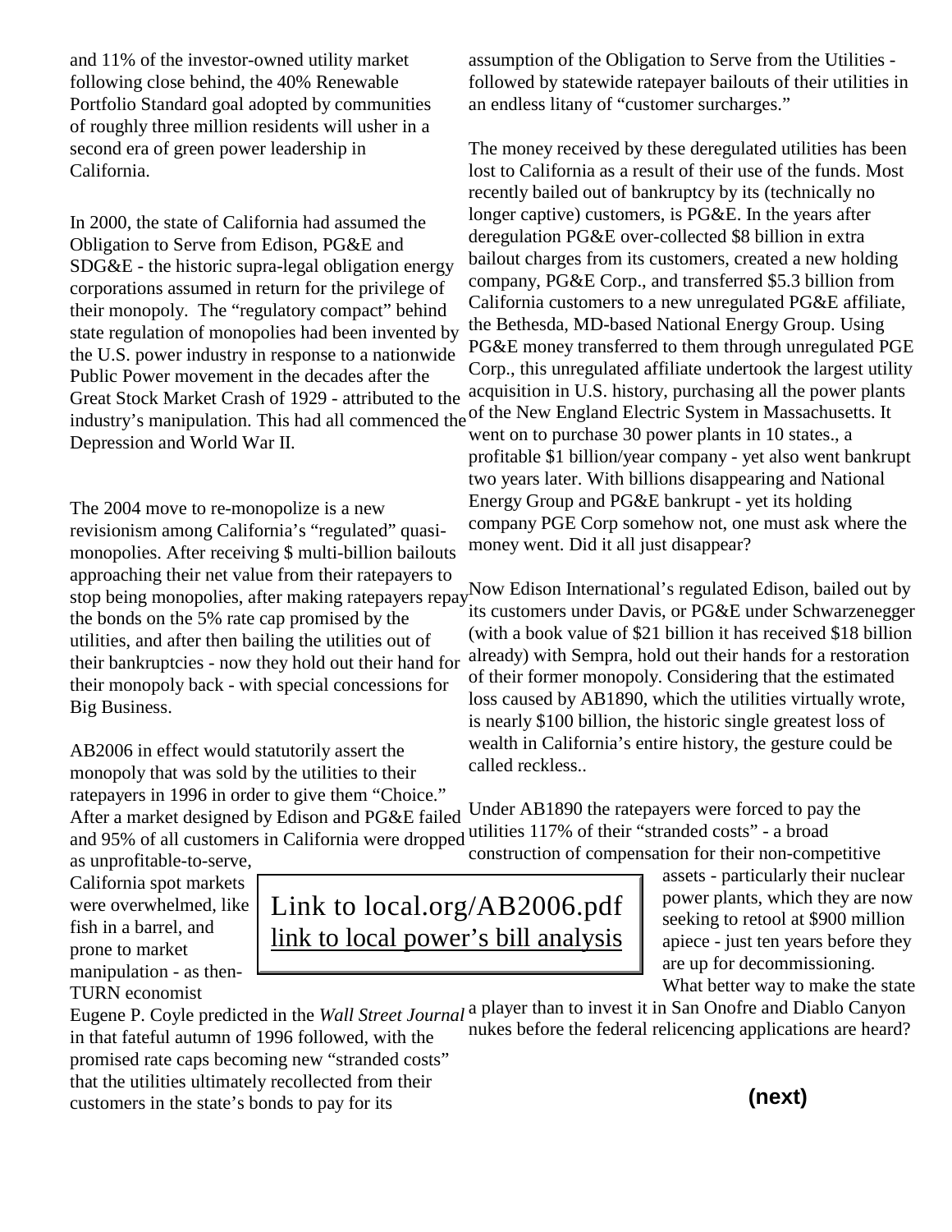and 11% of the investor-owned utility market following close behind, the 40% Renewable Portfolio Standard goal adopted by communities of roughly three million residents will usher in a second era of green power leadership in California.

In 2000, the state of California had assumed the Obligation to Serve from Edison, PG&E and SDG&E - the historic supra-legal obligation energy corporations assumed in return for the privilege of their monopoly. The "regulatory compact" behind state regulation of monopolies had been invented by the U.S. power industry in response to a nationwide Public Power movement in the decades after the Great Stock Market Crash of 1929 - attributed to the industry's manipulation. This had all commenced the Depression and World War II.

The 2004 move to re-monopolize is a new revisionism among California's "regulated" quasi-monopolies. After receiving $ multi-billion bailouts approaching their net value from their ratepayers to stop being monopolies, after making ratepayers repay the bonds on the 5% rate cap promised by the utilities, and after then bailing the utilities out of their bankruptcies - now they hold out their hand for their monopoly back - with special concessions for Big Business.

AB2006 in effect would statutorily assert the monopoly that was sold by the utilities to their ratepayers in 1996 in order to give them "Choice." After a market designed by Edison and PG&E failed and 95% of all customers in California were dropped as unprofitable-to-serve, California spot markets were overwhelmed, like fish in a barrel, and prone to market manipulation - as then-TURN economist Eugene P. Coyle predicted in the *Wall Street Journal* in that fateful autumn of 1996 followed, with the promised rate caps becoming new "stranded costs" that the utilities ultimately recollected from their customers in the state's bonds to pay for its assumption of the Obligation to Serve from the Utilities - followed by statewide ratepayer bailouts of their utilities in an endless litany of "customer surcharges."

Link to local.org/AB2006.pdf
link to local power's bill analysis

The money received by these deregulated utilities has been lost to California as a result of their use of the funds. Most recently bailed out of bankruptcy by its (technically no longer captive) customers, is PG&E. In the years after deregulation PG&E over-collected $8 billion in extra bailout charges from its customers, created a new holding company, PG&E Corp., and transferred $5.3 billion from California customers to a new unregulated PG&E affiliate, the Bethesda, MD-based National Energy Group. Using PG&E money transferred to them through unregulated PGE Corp., this unregulated affiliate undertook the largest utility acquisition in U.S. history, purchasing all the power plants of the New England Electric System in Massachusetts. It went on to purchase 30 power plants in 10 states., a profitable $1 billion/year company - yet also went bankrupt two years later. With billions disappearing and National Energy Group and PG&E bankrupt - yet its holding company PGE Corp somehow not, one must ask where the money went. Did it all just disappear?

Now Edison International's regulated Edison, bailed out by its customers under Davis, or PG&E under Schwarzenegger (with a book value of $21 billion it has received $18 billion already) with Sempra, hold out their hands for a restoration of their former monopoly. Considering that the estimated loss caused by AB1890, which the utilities virtually wrote, is nearly $100 billion, the historic single greatest loss of wealth in California's entire history, the gesture could be called reckless..

Under AB1890 the ratepayers were forced to pay the utilities 117% of their "stranded costs" - a broad construction of compensation for their non-competitive assets - particularly their nuclear power plants, which they are now seeking to retool at $900 million apiece - just ten years before they are up for decommissioning. What better way to make the state a player than to invest it in San Onofre and Diablo Canyon nukes before the federal relicencing applications are heard?

**(next)**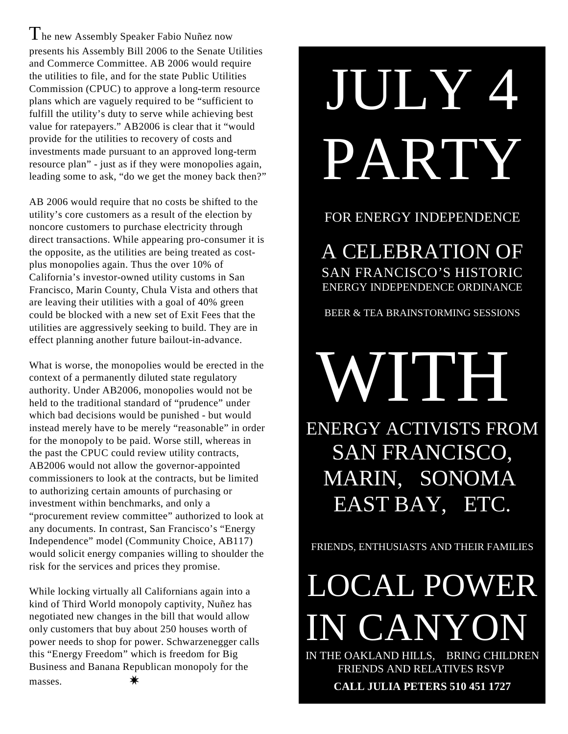The new Assembly Speaker Fabio Nuñez now presents his Assembly Bill 2006 to the Senate Utilities and Commerce Committee. AB 2006 would require the utilities to file, and for the state Public Utilities Commission (CPUC) to approve a long-term resource plans which are vaguely required to be "sufficient to fulfill the utility's duty to serve while achieving best value for ratepayers." AB2006 is clear that it "would provide for the utilities to recovery of costs and investments made pursuant to an approved long-term resource plan" - just as if they were monopolies again, leading some to ask, "do we get the money back then?"

AB 2006 would require that no costs be shifted to the utility's core customers as a result of the election by noncore customers to purchase electricity through direct transactions. While appearing pro-consumer it is the opposite, as the utilities are being treated as cost-plus monopolies again. Thus the over 10% of California's investor-owned utility customs in San Francisco, Marin County, Chula Vista and others that are leaving their utilities with a goal of 40% green could be blocked with a new set of Exit Fees that the utilities are aggressively seeking to build. They are in effect planning another future bailout-in-advance.

What is worse, the monopolies would be erected in the context of a permanently diluted state regulatory authority. Under AB2006, monopolies would not be held to the traditional standard of "prudence" under which bad decisions would be punished - but would instead merely have to be merely "reasonable" in order for the monopoly to be paid. Worse still, whereas in the past the CPUC could review utility contracts, AB2006 would not allow the governor-appointed commissioners to look at the contracts, but be limited to authorizing certain amounts of purchasing or investment within benchmarks, and only a "procurement review committee" authorized to look at any documents. In contrast, San Francisco's "Energy Independence" model (Community Choice, AB117) would solicit energy companies willing to shoulder the risk for the services and prices they promise.

While locking virtually all Californians again into a kind of Third World monopoly captivity, Nuñez has negotiated new changes in the bill that would allow only customers that buy about 250 houses worth of power needs to shop for power. Schwarzenegger calls this "Energy Freedom" which is freedom for Big Business and Banana Republican monopoly for the masses. ✷

# JULY 4 PARTY

FOR ENERGY INDEPENDENCE

## A CELEBRATION OF

SAN FRANCISCO'S HISTORIC
ENERGY INDEPENDENCE ORDINANCE

BEER & TEA BRAINSTORMING SESSIONS

# WITH

## ENERGY ACTIVISTS FROM SAN FRANCISCO, MARIN, SONOMA EAST BAY, ETC.

FRIENDS, ENTHUSIASTS AND THEIR FAMILIES

# LOCAL POWER IN CANYON

IN THE OAKLAND HILLS, BRING CHILDREN
FRIENDS AND RELATIVES RSVP

**CALL JULIA PETERS 510 451 1727**